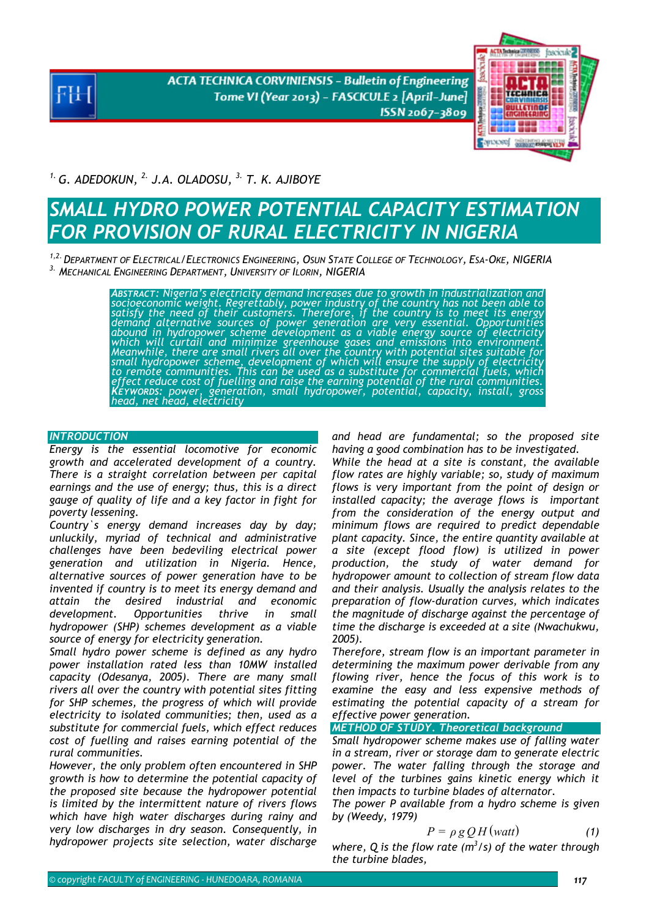[1.] G. ADEDOKUN, [2.] J.A. OLADOSU, [3.] T. K. AJIBOYE

# SMALL HYDRO POWER POTENTIAL CAPACITY ESTIMATION FOR PROVISION OF RURAL ELECTRICITY IN NIGERIA

[1,2.] DEPARTMENT OF ELECTRICAL/ELECTRONICS ENGINEERING, OSUN STATE COLLEGE OF TECHNOLOGY, ESA-OKE, NIGERIA
[3.] MECHANICAL ENGINEERING DEPARTMENT, UNIVERSITY OF ILORIN, NIGERIA

**ABSTRACT:** Nigeria's electricity demand increases due to growth in industrialization and socioeconomic weight. Regrettably, power industry of the country has not been able to satisfy the need of their customers. Therefore, if the country is to meet its energy demand alternative sources of power generation are very essential. Opportunities abound in hydropower scheme development as a viable energy source of electricity which will curtail and minimize greenhouse gases and emissions into environment. Meanwhile, there are small rivers all over the country with potential sites suitable for small hydropower scheme, development of which will ensure the supply of electricity to remote communities. This can be used as a substitute for commercial fuels, which effect reduce cost of fuelling and raise the earning potential of the rural communities.
**KEYWORDS:** power, generation, small hydropower, potential, capacity, install, gross head, net head, electricity

## INTRODUCTION

Energy is the essential locomotive for economic growth and accelerated development of a country. There is a straight correlation between per capital earnings and the use of energy; thus, this is a direct gauge of quality of life and a key factor in fight for poverty lessening.

Country`s energy demand increases day by day; unluckily, myriad of technical and administrative challenges have been bedeviling electrical power generation and utilization in Nigeria. Hence, alternative sources of power generation have to be invented if country is to meet its energy demand and attain the desired industrial and economic development. Opportunities thrive in small hydropower (SHP) schemes development as a viable source of energy for electricity generation.

Small hydro power scheme is defined as any hydro power installation rated less than 10MW installed capacity (Odesanya, 2005). There are many small rivers all over the country with potential sites fitting for SHP schemes, the progress of which will provide electricity to isolated communities; then, used as a substitute for commercial fuels, which effect reduces cost of fuelling and raises earning potential of the rural communities.

However, the only problem often encountered in SHP growth is how to determine the potential capacity of the proposed site because the hydropower potential is limited by the intermittent nature of rivers flows which have high water discharges during rainy and very low discharges in dry season. Consequently, in hydropower projects site selection, water discharge and head are fundamental; so the proposed site having a good combination has to be investigated.

While the head at a site is constant, the available flow rates are highly variable; so, study of maximum flows is very important from the point of design or installed capacity; the average flows is important from the consideration of the energy output and minimum flows are required to predict dependable plant capacity. Since, the entire quantity available at a site (except flood flow) is utilized in power production, the study of water demand for hydropower amount to collection of stream flow data and their analysis. Usually the analysis relates to the preparation of flow-duration curves, which indicates the magnitude of discharge against the percentage of time the discharge is exceeded at a site (Nwachukwu, 2005).

Therefore, stream flow is an important parameter in determining the maximum power derivable from any flowing river, hence the focus of this work is to examine the easy and less expensive methods of estimating the potential capacity of a stream for effective power generation.

## METHOD OF STUDY. Theoretical background

Small hydropower scheme makes use of falling water in a stream, river or storage dam to generate electric power. The water falling through the storage and level of the turbines gains kinetic energy which it then impacts to turbine blades of alternator.

The power P available from a hydro scheme is given by (Weedy, 1979)

$$P = \rho g Q H \,(watt) \qquad (1)$$

where, Q is the flow rate ($m^3/s$) of the water through the turbine blades,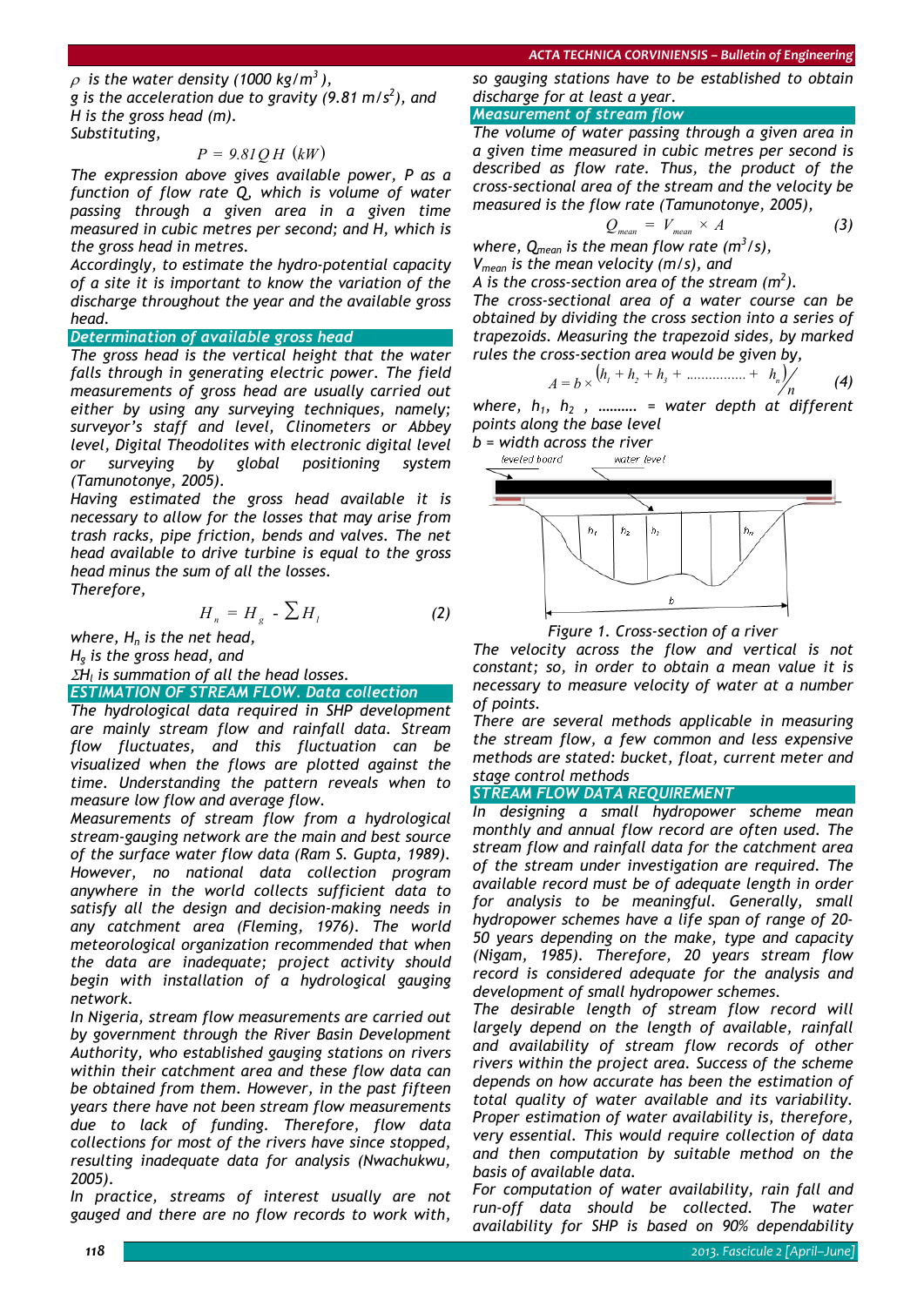$\rho$ is the water density (1000 kg/m$^3$),
g is the acceleration due to gravity (9.81 m/s$^2$), and
H is the gross head (m).
Substituting,

$$P = 9.81 Q H \ (kW)$$

The expression above gives available power, P as a function of flow rate Q, which is volume of water passing through a given area in a given time measured in cubic metres per second; and H, which is the gross head in metres.

Accordingly, to estimate the hydro-potential capacity of a site it is important to know the variation of the discharge throughout the year and the available gross head.

## Determination of available gross head

The gross head is the vertical height that the water falls through in generating electric power. The field measurements of gross head are usually carried out either by using any surveying techniques, namely; surveyor's staff and level, Clinometers or Abbey level, Digital Theodolites with electronic digital level or surveying by global positioning system (Tamunotonye, 2005).

Having estimated the gross head available it is necessary to allow for the losses that may arise from trash racks, pipe friction, bends and valves. The net head available to drive turbine is equal to the gross head minus the sum of all the losses.

Therefore,

$$H_n = H_g - \sum H_l \qquad (2)$$

where, $H_n$ is the net head,
$H_g$ is the gross head, and
$\Sigma H_l$ is summation of all the head losses.

## ESTIMATION OF STREAM FLOW. Data collection

The hydrological data required in SHP development are mainly stream flow and rainfall data. Stream flow fluctuates, and this fluctuation can be visualized when the flows are plotted against the time. Understanding the pattern reveals when to measure low flow and average flow.

Measurements of stream flow from a hydrological stream-gauging network are the main and best source of the surface water flow data (Ram S. Gupta, 1989). However, no national data collection program anywhere in the world collects sufficient data to satisfy all the design and decision-making needs in any catchment area (Fleming, 1976). The world meteorological organization recommended that when the data are inadequate; project activity should begin with installation of a hydrological gauging network.

In Nigeria, stream flow measurements are carried out by government through the River Basin Development Authority, who established gauging stations on rivers within their catchment area and these flow data can be obtained from them. However, in the past fifteen years there have not been stream flow measurements due to lack of funding. Therefore, flow data collections for most of the rivers have since stopped, resulting inadequate data for analysis (Nwachukwu, 2005).

In practice, streams of interest usually are not gauged and there are no flow records to work with, so gauging stations have to be established to obtain discharge for at least a year.

## Measurement of stream flow

The volume of water passing through a given area in a given time measured in cubic metres per second is described as flow rate. Thus, the product of the cross-sectional area of the stream and the velocity be measured is the flow rate (Tamunotonye, 2005),

$$Q_{mean} = V_{mean} \times A \qquad (3)$$

where, $Q_{mean}$ is the mean flow rate (m$^3$/s),
$V_{mean}$ is the mean velocity (m/s), and
A is the cross-section area of the stream (m$^2$).

The cross-sectional area of a water course can be obtained by dividing the cross section into a series of trapezoids. Measuring the trapezoid sides, by marked rules the cross-section area would be given by,

$$A = b \times {(h_1 + h_2 + h_3 + \ldots\ldots\ldots\ldots\ldots + h_n)}/{n} \qquad (4)$$

where, $h_1$, $h_2$ , ………. = water depth at different points along the base level
b = width across the river

Figure 1. Cross-section of a river

The velocity across the flow and vertical is not constant; so, in order to obtain a mean value it is necessary to measure velocity of water at a number of points.

There are several methods applicable in measuring the stream flow, a few common and less expensive methods are stated: bucket, float, current meter and stage control methods

## STREAM FLOW DATA REQUIREMENT

In designing a small hydropower scheme mean monthly and annual flow record are often used. The stream flow and rainfall data for the catchment area of the stream under investigation are required. The available record must be of adequate length in order for analysis to be meaningful. Generally, small hydropower schemes have a life span of range of 20-50 years depending on the make, type and capacity (Nigam, 1985). Therefore, 20 years stream flow record is considered adequate for the analysis and development of small hydropower schemes.

The desirable length of stream flow record will largely depend on the length of available, rainfall and availability of stream flow records of other rivers within the project area. Success of the scheme depends on how accurate has been the estimation of total quality of water available and its variability. Proper estimation of water availability is, therefore, very essential. This would require collection of data and then computation by suitable method on the basis of available data.

For computation of water availability, rain fall and run-off data should be collected. The water availability for SHP is based on 90% dependability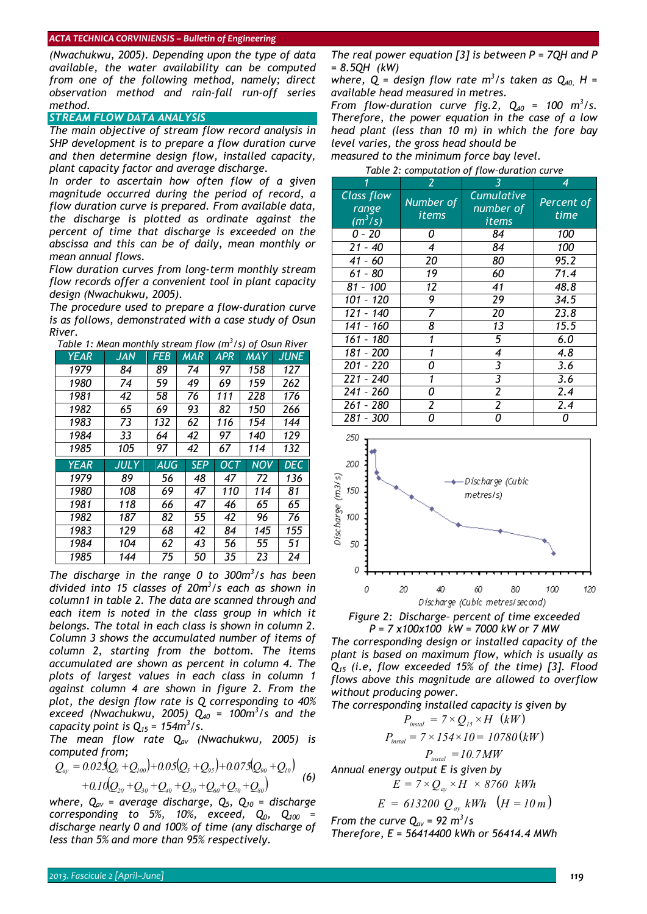(Nwachukwu, 2005). Depending upon the type of data available, the water availability can be computed from one of the following method, namely; direct observation method and rain-fall run-off series method.

## STREAM FLOW DATA ANALYSIS

The main objective of stream flow record analysis in SHP development is to prepare a flow duration curve and then determine design flow, installed capacity, plant capacity factor and average discharge.

In order to ascertain how often flow of a given magnitude occurred during the period of record, a flow duration curve is prepared. From available data, the discharge is plotted as ordinate against the percent of time that discharge is exceeded on the abscissa and this can be of daily, mean monthly or mean annual flows.

Flow duration curves from long-term monthly stream flow records offer a convenient tool in plant capacity design (Nwachukwu, 2005).

The procedure used to prepare a flow-duration curve is as follows, demonstrated with a case study of Osun River.

Table 1: Mean monthly stream flow ($m^3/s$) of Osun River

| YEAR | JAN | FEB | MAR | APR | MAY | JUNE |
|---|---|---|---|---|---|---|
| 1979 | 84 | 89 | 74 | 97 | 158 | 127 |
| 1980 | 74 | 59 | 49 | 69 | 159 | 262 |
| 1981 | 42 | 58 | 76 | 111 | 228 | 176 |
| 1982 | 65 | 69 | 93 | 82 | 150 | 266 |
| 1983 | 73 | 132 | 62 | 116 | 154 | 144 |
| 1984 | 33 | 64 | 42 | 97 | 140 | 129 |
| 1985 | 105 | 97 | 42 | 67 | 114 | 132 |
| **YEAR** | **JULY** | **AUG** | **SEP** | **OCT** | **NOV** | **DEC** |
| 1979 | 89 | 56 | 48 | 47 | 72 | 136 |
| 1980 | 108 | 69 | 47 | 110 | 114 | 81 |
| 1981 | 118 | 66 | 47 | 46 | 65 | 65 |
| 1982 | 187 | 82 | 55 | 42 | 96 | 76 |
| 1983 | 129 | 68 | 42 | 84 | 145 | 155 |
| 1984 | 104 | 62 | 43 | 56 | 55 | 51 |
| 1985 | 144 | 75 | 50 | 35 | 23 | 24 |

The discharge in the range 0 to 300$m^3/s$ has been divided into 15 classes of 20$m^3/s$ each as shown in column1 in table 2. The data are scanned through and each item is noted in the class group in which it belongs. The total in each class is shown in column 2. Column 3 shows the accumulated number of items of column 2, starting from the bottom. The items accumulated are shown as percent in column 4. The plots of largest values in each class in column 1 against column 4 are shown in figure 2. From the plot, the design flow rate is Q corresponding to 40% exceed (Nwachukwu, 2005) $Q_{40}$ = 100$m^3/s$ and the capacity point is $Q_{15}$ = 154$m^3/s$.

The mean flow rate $Q_{av}$ (Nwachukwu, 2005) is computed from;

$$Q_{ay} = 0.025(Q_0 + Q_{100}) + 0.05(Q_5 + Q_{95}) + 0.075(Q_{90} + Q_{10}) + 0.10(Q_{20} + Q_{30} + Q_{40} + Q_{50} + Q_{60} + Q_{70} + Q_{80}) \quad (6)$$

where, $Q_{av}$ = average discharge, $Q_5$, $Q_{10}$ = discharge corresponding to 5%, 10%, exceed, $Q_0$, $Q_{100}$ = discharge nearly 0 and 100% of time (any discharge of less than 5% and more than 95% respectively.

The real power equation [3] is between P = 7QH and P = 8.5QH (kW)

where, Q = design flow rate $m^3/s$ taken as $Q_{40}$, H = available head measured in metres.

From flow-duration curve fig.2, $Q_{40}$ = 100 $m^3/s$. Therefore, the power equation in the case of a low head plant (less than 10 m) in which the fore bay level varies, the gross head should be measured to the minimum force bay level.

Table 2: computation of flow-duration curve

| 1 | 2 | 3 | 4 |
|---|---|---|---|
| Class flow range ($m^3/s$) | Number of items | Cumulative number of items | Percent of time |
| 0 - 20 | 0 | 84 | 100 |
| 21 - 40 | 4 | 84 | 100 |
| 41 - 60 | 20 | 80 | 95.2 |
| 61 - 80 | 19 | 60 | 71.4 |
| 81 - 100 | 12 | 41 | 48.8 |
| 101 - 120 | 9 | 29 | 34.5 |
| 121 - 140 | 7 | 20 | 23.8 |
| 141 - 160 | 8 | 13 | 15.5 |
| 161 - 180 | 1 | 5 | 6.0 |
| 181 - 200 | 1 | 4 | 4.8 |
| 201 - 220 | 0 | 3 | 3.6 |
| 221 - 240 | 1 | 3 | 3.6 |
| 241 - 260 | 0 | 2 | 2.4 |
| 261 - 280 | 2 | 2 | 2.4 |
| 281 - 300 | 0 | 0 | 0 |

Figure 2: Discharge- percent of time exceeded

P = 7 x100x100 kW = 7000 kW or 7 MW

The corresponding design or installed capacity of the plant is based on maximum flow, which is usually as $Q_{15}$ (i.e, flow exceeded 15% of the time) [3]. Flood flows above this magnitude are allowed to overflow without producing power.

The corresponding installed capacity is given by

$$P_{instal} = 7 \times Q_{15} \times H \;\; (kW)$$

$$P_{instal} = 7 \times 154 \times 10 = 10780 (kW)$$

$$P_{instal} = 10.7 MW$$

Annual energy output E is given by

$$E = 7 \times Q_{ay} \times H \times 8760 \;\; kWh$$

$$E = 613200 \; Q_{ay} \; kWh \quad (H = 10\,m)$$

From the curve $Q_{av}$ = 92 $m^3/s$

Therefore, E = 56414400 kWh or 56414.4 MWh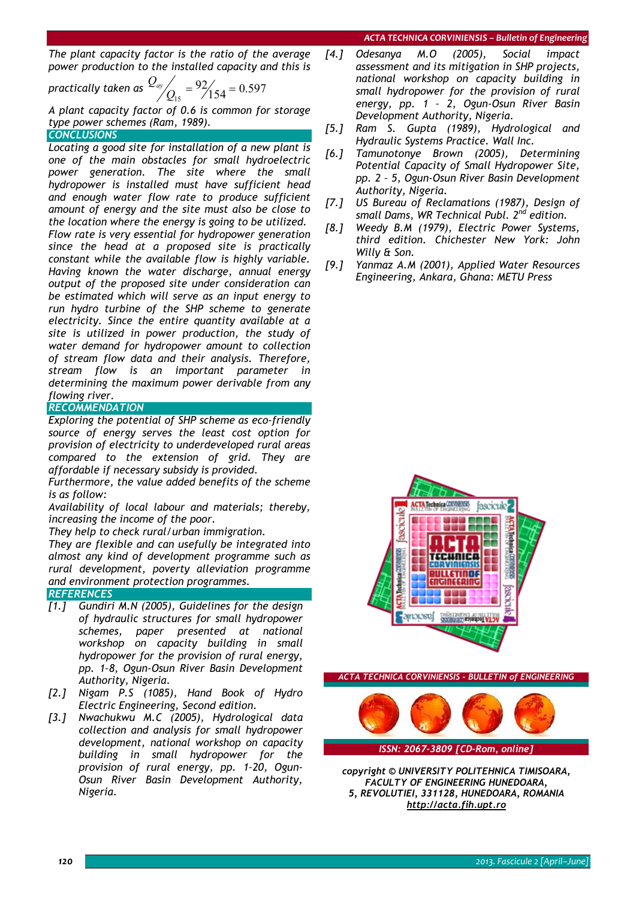*The plant capacity factor is the ratio of the average power production to the installed capacity and this is practically taken as* $Q_{av}/Q_{15} = 92/154 = 0.597$

*A plant capacity factor of 0.6 is common for storage type power schemes (Ram, 1989).*

## CONCLUSIONS

*Locating a good site for installation of a new plant is one of the main obstacles for small hydroelectric power generation. The site where the small hydropower is installed must have sufficient head and enough water flow rate to produce sufficient amount of energy and the site must also be close to the location where the energy is going to be utilized.*

*Flow rate is very essential for hydropower generation since the head at a proposed site is practically constant while the available flow is highly variable. Having known the water discharge, annual energy output of the proposed site under consideration can be estimated which will serve as an input energy to run hydro turbine of the SHP scheme to generate electricity. Since the entire quantity available at a site is utilized in power production, the study of water demand for hydropower amount to collection of stream flow data and their analysis. Therefore, stream flow is an important parameter in determining the maximum power derivable from any flowing river.*

## RECOMMENDATION

*Exploring the potential of SHP scheme as eco-friendly source of energy serves the least cost option for provision of electricity to underdeveloped rural areas compared to the extension of grid. They are affordable if necessary subsidy is provided.*

*Furthermore, the value added benefits of the scheme is as follow:*

*Availability of local labour and materials; thereby, increasing the income of the poor.*

*They help to check rural/urban immigration.*

*They are flexible and can usefully be integrated into almost any kind of development programme such as rural development, poverty alleviation programme and environment protection programmes.*

## REFERENCES

[1.] *Gundiri M.N (2005), Guidelines for the design of hydraulic structures for small hydropower schemes, paper presented at national workshop on capacity building in small hydropower for the provision of rural energy, pp. 1-8, Ogun-Osun River Basin Development Authority, Nigeria.*

[2.] *Nigam P.S (1085), Hand Book of Hydro Electric Engineering, Second edition.*

[3.] *Nwachukwu M.C (2005), Hydrological data collection and analysis for small hydropower development, national workshop on capacity building in small hydropower for the provision of rural energy, pp. 1-20, Ogun-Osun River Basin Development Authority, Nigeria.*

[4.] *Odesanya M.O (2005), Social impact assessment and its mitigation in SHP projects, national workshop on capacity building in small hydropower for the provision of rural energy, pp. 1 – 2, Ogun-Osun River Basin Development Authority, Nigeria.*

[5.] *Ram S. Gupta (1989), Hydrological and Hydraulic Systems Practice. Wall Inc.*

[6.] *Tamunotonye Brown (2005), Determining Potential Capacity of Small Hydropower Site, pp. 2 – 5, Ogun-Osun River Basin Development Authority, Nigeria.*

[7.] *US Bureau of Reclamations (1987), Design of small Dams, WR Technical Publ. 2nd edition.*

[8.] *Weedy B.M (1979), Electric Power Systems, third edition. Chichester New York: John Willy & Son.*

[9.] *Yanmaz A.M (2001), Applied Water Resources Engineering, Ankara, Ghana: METU Press*

ACTA TECHNICA CORVINIENSIS - BULLETIN of ENGINEERING

ISSN: 2067-3809 [CD-Rom, online]

**copyright © UNIVERSITY POLITEHNICA TIMISOARA, FACULTY OF ENGINEERING HUNEDOARA, 5, REVOLUTIEI, 331128, HUNEDOARA, ROMANIA**
**http://acta.fih.upt.ro**